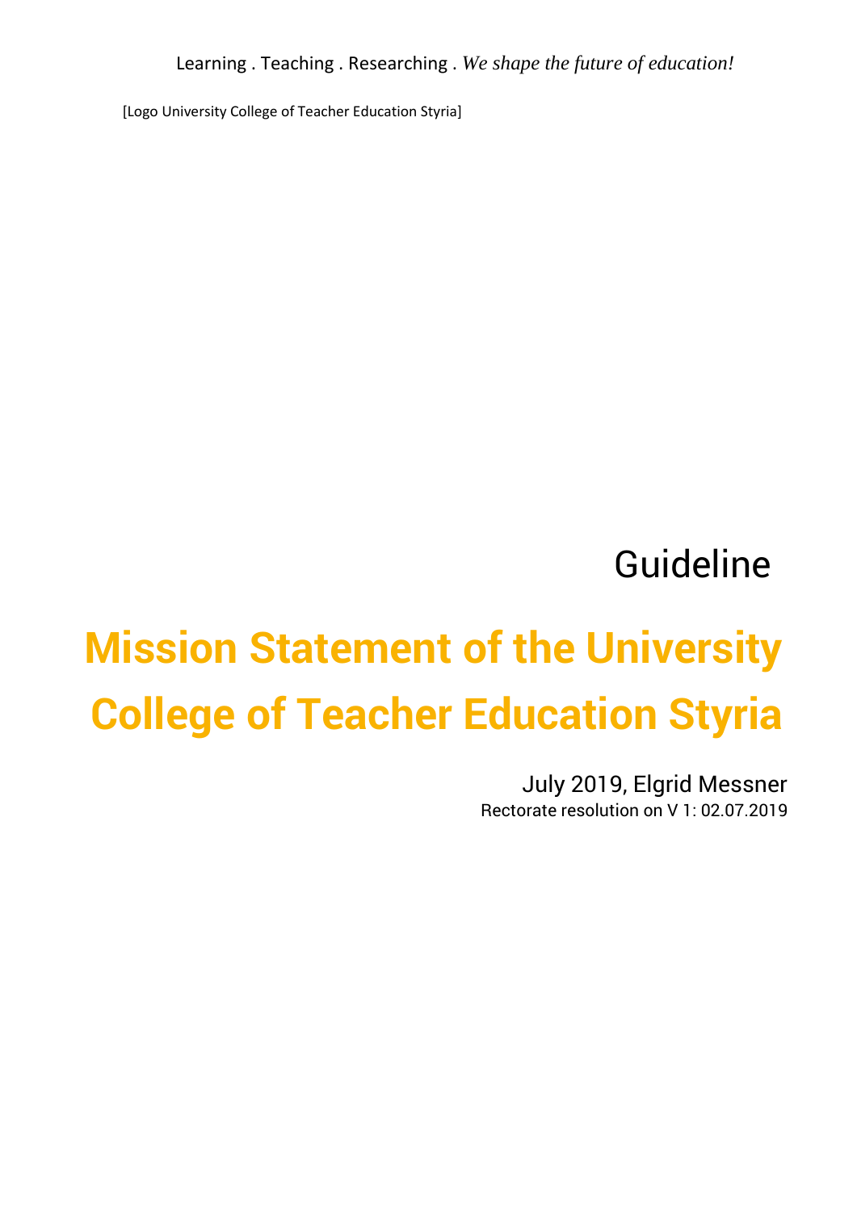Learning . Teaching . Researching . *We shape the future of education!*

[Logo University College of Teacher Education Styria]

Guideline

# Mission Statement of the University College of Teacher Education Styria

July 2019, Elgrid Messner

Rectorate resolution on V 1: 02.07.2019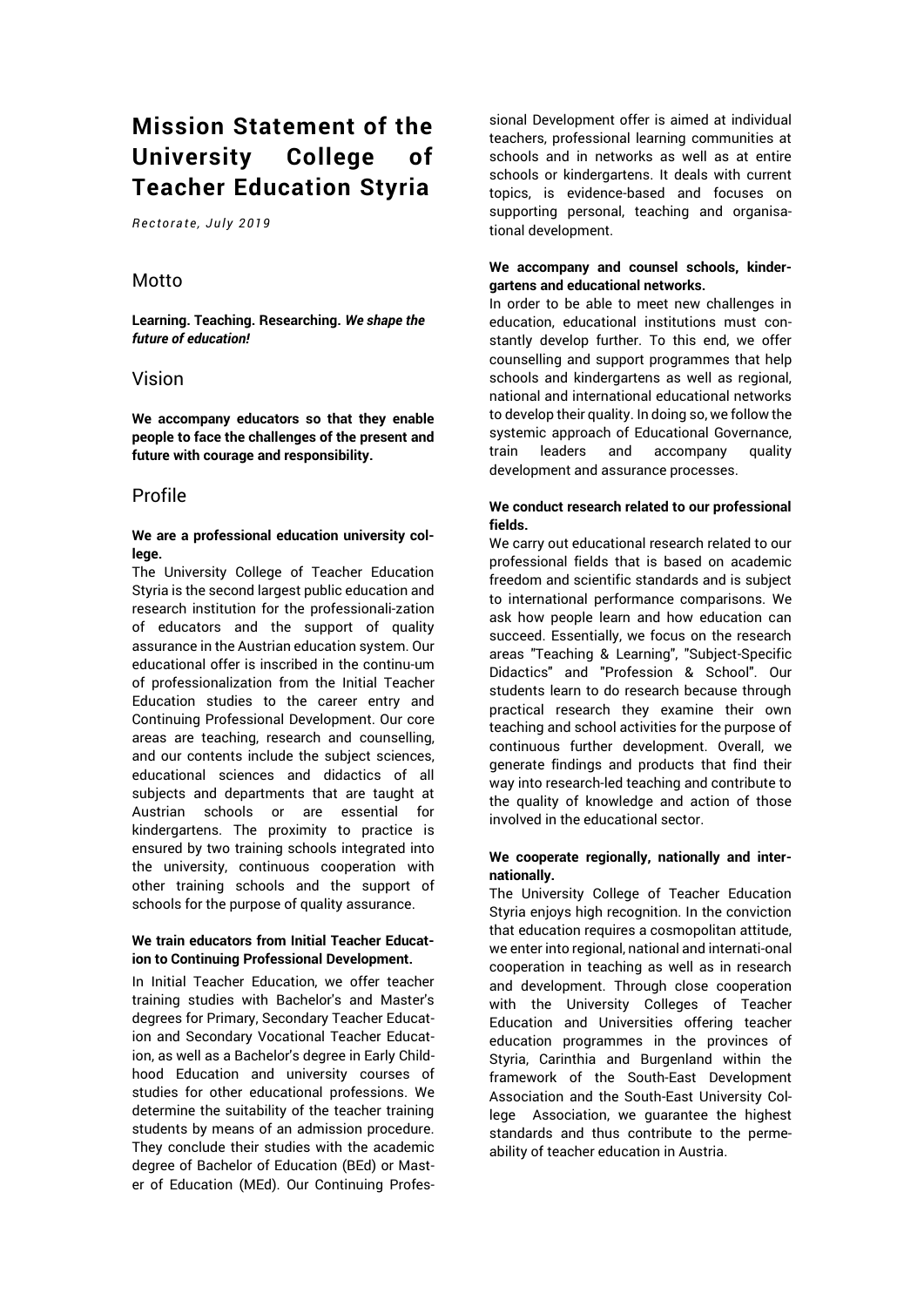# Mission Statement of the University College of Teacher Education Styria

*Rectorate, July 2019*

## Motto

**Learning. Teaching. Researching.** ***We shape the future of education!***

## Vision

**We accompany educators so that they enable people to face the challenges of the present and future with courage and responsibility.**

## Profile

**We are a professional education university college.**

The University College of Teacher Education Styria is the second largest public education and research institution for the professionali-zation of educators and the support of quality assurance in the Austrian education system. Our educational offer is inscribed in the continu-um of professionalization from the Initial Teacher Education studies to the career entry and Continuing Professional Development. Our core areas are teaching, research and counselling, and our contents include the subject sciences, educational sciences and didactics of all subjects and departments that are taught at Austrian schools or are essential for kindergartens. The proximity to practice is ensured by two training schools integrated into the university, continuous cooperation with other training schools and the support of schools for the purpose of quality assurance.

**We train educators from Initial Teacher Education to Continuing Professional Development.**

In Initial Teacher Education, we offer teacher training studies with Bachelor's and Master's degrees for Primary, Secondary Teacher Education and Secondary Vocational Teacher Education, as well as a Bachelor's degree in Early Childhood Education and university courses of studies for other educational professions. We determine the suitability of the teacher training students by means of an admission procedure. They conclude their studies with the academic degree of Bachelor of Education (BEd) or Master of Education (MEd). Our Continuing Professional Development offer is aimed at individual teachers, professional learning communities at schools and in networks as well as at entire schools or kindergartens. It deals with current topics, is evidence-based and focuses on supporting personal, teaching and organisational development.

**We accompany and counsel schools, kindergartens and educational networks.**

In order to be able to meet new challenges in education, educational institutions must constantly develop further. To this end, we offer counselling and support programmes that help schools and kindergartens as well as regional, national and international educational networks to develop their quality. In doing so, we follow the systemic approach of Educational Governance, train leaders and accompany quality development and assurance processes.

**We conduct research related to our professional fields.**

We carry out educational research related to our professional fields that is based on academic freedom and scientific standards and is subject to international performance comparisons. We ask how people learn and how education can succeed. Essentially, we focus on the research areas "Teaching & Learning", "Subject-Specific Didactics" and "Profession & School". Our students learn to do research because through practical research they examine their own teaching and school activities for the purpose of continuous further development. Overall, we generate findings and products that find their way into research-led teaching and contribute to the quality of knowledge and action of those involved in the educational sector.

**We cooperate regionally, nationally and internationally.**

The University College of Teacher Education Styria enjoys high recognition. In the conviction that education requires a cosmopolitan attitude, we enter into regional, national and internati-onal cooperation in teaching as well as in research and development. Through close cooperation with the University Colleges of Teacher Education and Universities offering teacher education programmes in the provinces of Styria, Carinthia and Burgenland within the framework of the South-East Development Association and the South-East University College Association, we guarantee the highest standards and thus contribute to the permeability of teacher education in Austria.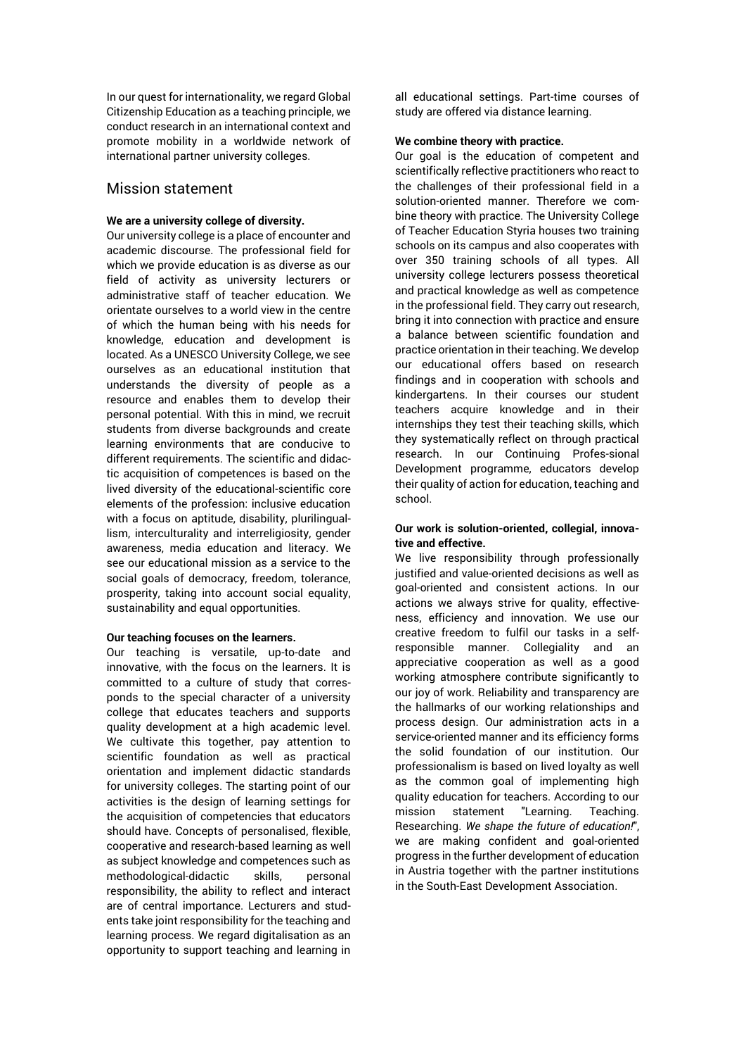In our quest for internationality, we regard Global Citizenship Education as a teaching principle, we conduct research in an international context and promote mobility in a worldwide network of international partner university colleges.

## Mission statement

**We are a university college of diversity.**

Our university college is a place of encounter and academic discourse. The professional field for which we provide education is as diverse as our field of activity as university lecturers or administrative staff of teacher education. We orientate ourselves to a world view in the centre of which the human being with his needs for knowledge, education and development is located. As a UNESCO University College, we see ourselves as an educational institution that understands the diversity of people as a resource and enables them to develop their personal potential. With this in mind, we recruit students from diverse backgrounds and create learning environments that are conducive to different requirements. The scientific and didactic acquisition of competences is based on the lived diversity of the educational-scientific core elements of the profession: inclusive education with a focus on aptitude, disability, plurilingualism, interculturality and interreligiosity, gender awareness, media education and literacy. We see our educational mission as a service to the social goals of democracy, freedom, tolerance, prosperity, taking into account social equality, sustainability and equal opportunities.

**Our teaching focuses on the learners.**

Our teaching is versatile, up-to-date and innovative, with the focus on the learners. It is committed to a culture of study that corresponds to the special character of a university college that educates teachers and supports quality development at a high academic level. We cultivate this together, pay attention to scientific foundation as well as practical orientation and implement didactic standards for university colleges. The starting point of our activities is the design of learning settings for the acquisition of competencies that educators should have. Concepts of personalised, flexible, cooperative and research-based learning as well as subject knowledge and competences such as methodological-didactic skills, personal responsibility, the ability to reflect and interact are of central importance. Lecturers and students take joint responsibility for the teaching and learning process. We regard digitalisation as an opportunity to support teaching and learning in all educational settings. Part-time courses of study are offered via distance learning.

**We combine theory with practice.**

Our goal is the education of competent and scientifically reflective practitioners who react to the challenges of their professional field in a solution-oriented manner. Therefore we combine theory with practice. The University College of Teacher Education Styria houses two training schools on its campus and also cooperates with over 350 training schools of all types. All university college lecturers possess theoretical and practical knowledge as well as competence in the professional field. They carry out research, bring it into connection with practice and ensure a balance between scientific foundation and practice orientation in their teaching. We develop our educational offers based on research findings and in cooperation with schools and kindergartens. In their courses our student teachers acquire knowledge and in their internships they test their teaching skills, which they systematically reflect on through practical research. In our Continuing Professional Development programme, educators develop their quality of action for education, teaching and school.

**Our work is solution-oriented, collegial, innovative and effective.**

We live responsibility through professionally justified and value-oriented decisions as well as goal-oriented and consistent actions. In our actions we always strive for quality, effectiveness, efficiency and innovation. We use our creative freedom to fulfil our tasks in a self-responsible manner. Collegiality and an appreciative cooperation as well as a good working atmosphere contribute significantly to our joy of work. Reliability and transparency are the hallmarks of our working relationships and process design. Our administration acts in a service-oriented manner and its efficiency forms the solid foundation of our institution. Our professionalism is based on lived loyalty as well as the common goal of implementing high quality education for teachers. According to our mission statement "Learning. Teaching. Researching. *We shape the future of education!*", we are making confident and goal-oriented progress in the further development of education in Austria together with the partner institutions in the South-East Development Association.